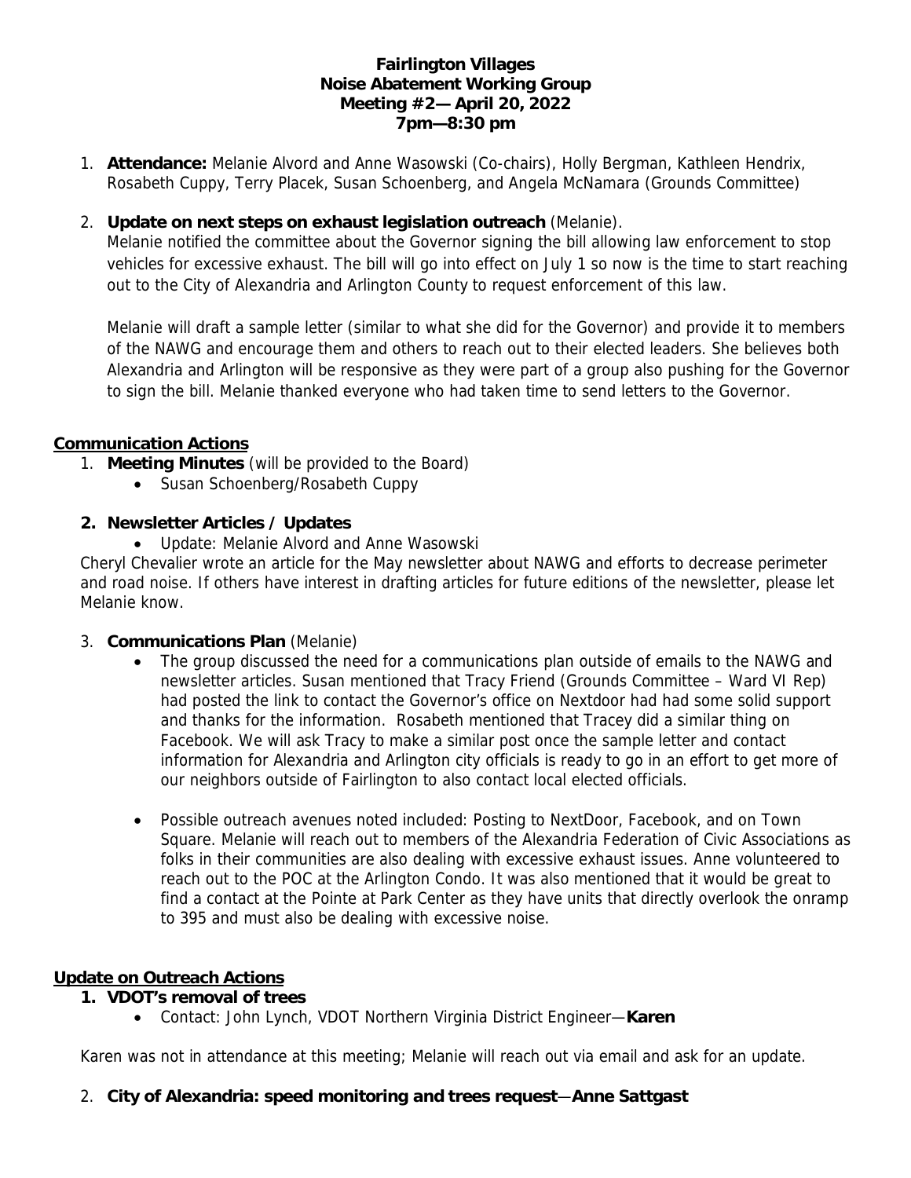**Fairlington Villages**
**Noise Abatement Working Group**
**Meeting #2— April 20, 2022**
**7pm—8:30 pm**

1. **Attendance:** Melanie Alvord and Anne Wasowski (Co-chairs), Holly Bergman, Kathleen Hendrix, Rosabeth Cuppy, Terry Placek, Susan Schoenberg, and Angela McNamara (Grounds Committee)

2. **Update on next steps on exhaust legislation outreach** (Melanie).
   Melanie notified the committee about the Governor signing the bill allowing law enforcement to stop vehicles for excessive exhaust. The bill will go into effect on July 1 so now is the time to start reaching out to the City of Alexandria and Arlington County to request enforcement of this law.

   Melanie will draft a sample letter (similar to what she did for the Governor) and provide it to members of the NAWG and encourage them and others to reach out to their elected leaders. She believes both Alexandria and Arlington will be responsive as they were part of a group also pushing for the Governor to sign the bill. Melanie thanked everyone who had taken time to send letters to the Governor.

## Communication Actions

1. **Meeting Minutes** (will be provided to the Board)
   - Susan Schoenberg/Rosabeth Cuppy

2. **Newsletter Articles / Updates**
   - Update: Melanie Alvord and Anne Wasowski

Cheryl Chevalier wrote an article for the May newsletter about NAWG and efforts to decrease perimeter and road noise. If others have interest in drafting articles for future editions of the newsletter, please let Melanie know.

3. **Communications Plan** (Melanie)
   - The group discussed the need for a communications plan outside of emails to the NAWG and newsletter articles. Susan mentioned that Tracy Friend (Grounds Committee – Ward VI Rep) had posted the link to contact the Governor's office on Nextdoor had had some solid support and thanks for the information. Rosabeth mentioned that Tracey did a similar thing on Facebook. We will ask Tracy to make a similar post once the sample letter and contact information for Alexandria and Arlington city officials is ready to go in an effort to get more of our neighbors outside of Fairlington to also contact local elected officials.

   - Possible outreach avenues noted included: Posting to NextDoor, Facebook, and on Town Square. Melanie will reach out to members of the Alexandria Federation of Civic Associations as folks in their communities are also dealing with excessive exhaust issues. Anne volunteered to reach out to the POC at the Arlington Condo. It was also mentioned that it would be great to find a contact at the Pointe at Park Center as they have units that directly overlook the onramp to 395 and must also be dealing with excessive noise.

## Update on Outreach Actions

1. **VDOT's removal of trees**
   - Contact: John Lynch, VDOT Northern Virginia District Engineer—**Karen**

Karen was not in attendance at this meeting; Melanie will reach out via email and ask for an update.

2. **City of Alexandria: speed monitoring and trees request**—**Anne Sattgast**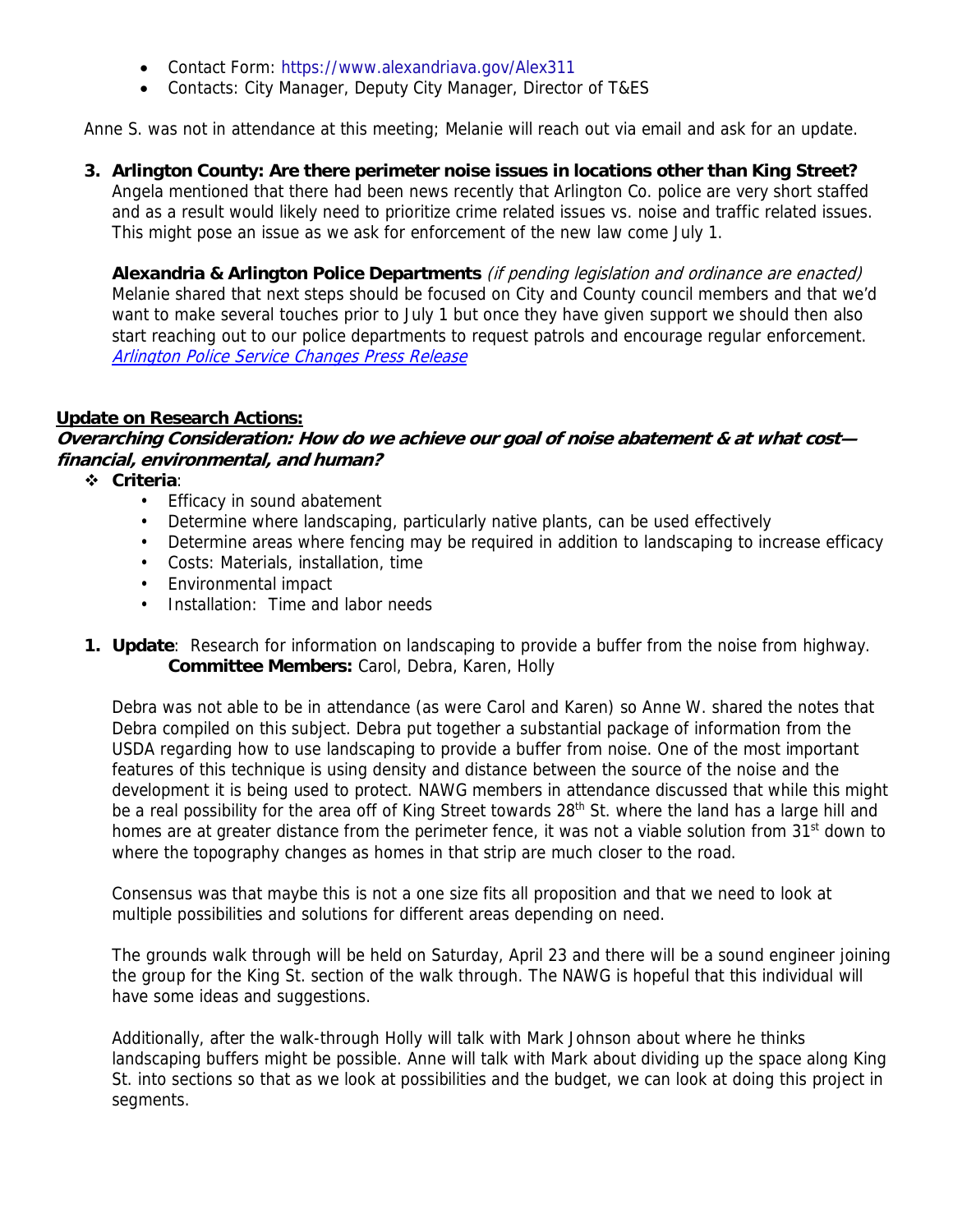- Contact Form: https://www.alexandriava.gov/Alex311
- Contacts: City Manager, Deputy City Manager, Director of T&ES

Anne S. was not in attendance at this meeting; Melanie will reach out via email and ask for an update.

3. **Arlington County: Are there perimeter noise issues in locations other than King Street?**
   Angela mentioned that there had been news recently that Arlington Co. police are very short staffed and as a result would likely need to prioritize crime related issues vs. noise and traffic related issues. This might pose an issue as we ask for enforcement of the new law come July 1.

   **Alexandria & Arlington Police Departments** *(if pending legislation and ordinance are enacted)*
   Melanie shared that next steps should be focused on City and County council members and that we'd want to make several touches prior to July 1 but once they have given support we should then also start reaching out to our police departments to request patrols and encourage regular enforcement.
   *Arlington Police Service Changes Press Release*

**Update on Research Actions:**

***Overarching Consideration: How do we achieve our goal of noise abatement & at what cost—financial, environmental, and human?***

- **Criteria**:
  - Efficacy in sound abatement
  - Determine where landscaping, particularly native plants, can be used effectively
  - Determine areas where fencing may be required in addition to landscaping to increase efficacy
  - Costs: Materials, installation, time
  - Environmental impact
  - Installation: Time and labor needs

1. **Update**: Research for information on landscaping to provide a buffer from the noise from highway.
   **Committee Members:** Carol, Debra, Karen, Holly

   Debra was not able to be in attendance (as were Carol and Karen) so Anne W. shared the notes that Debra compiled on this subject. Debra put together a substantial package of information from the USDA regarding how to use landscaping to provide a buffer from noise. One of the most important features of this technique is using density and distance between the source of the noise and the development it is being used to protect. NAWG members in attendance discussed that while this might be a real possibility for the area off of King Street towards 28th St. where the land has a large hill and homes are at greater distance from the perimeter fence, it was not a viable solution from 31st down to where the topography changes as homes in that strip are much closer to the road.

   Consensus was that maybe this is not a one size fits all proposition and that we need to look at multiple possibilities and solutions for different areas depending on need.

   The grounds walk through will be held on Saturday, April 23 and there will be a sound engineer joining the group for the King St. section of the walk through. The NAWG is hopeful that this individual will have some ideas and suggestions.

   Additionally, after the walk-through Holly will talk with Mark Johnson about where he thinks landscaping buffers might be possible. Anne will talk with Mark about dividing up the space along King St. into sections so that as we look at possibilities and the budget, we can look at doing this project in segments.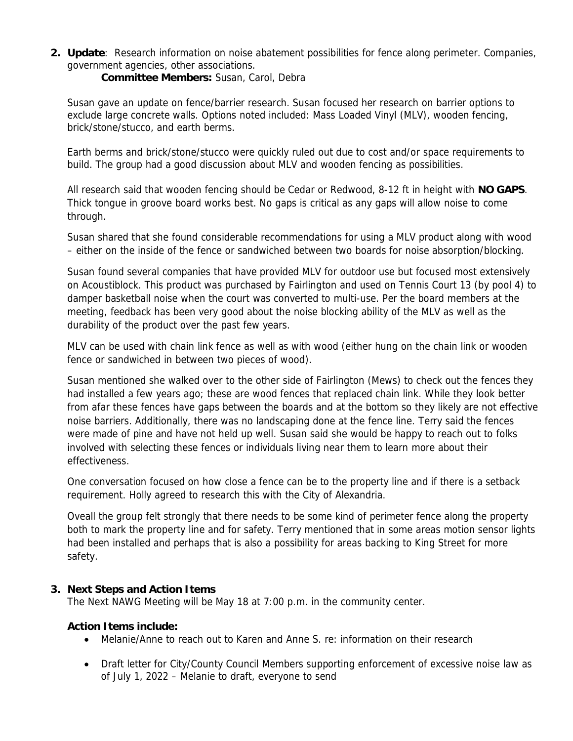**2. Update**: Research information on noise abatement possibilities for fence along perimeter. Companies, government agencies, other associations.

**Committee Members:** Susan, Carol, Debra

Susan gave an update on fence/barrier research. Susan focused her research on barrier options to exclude large concrete walls. Options noted included: Mass Loaded Vinyl (MLV), wooden fencing, brick/stone/stucco, and earth berms.

Earth berms and brick/stone/stucco were quickly ruled out due to cost and/or space requirements to build. The group had a good discussion about MLV and wooden fencing as possibilities.

All research said that wooden fencing should be Cedar or Redwood, 8-12 ft in height with **NO GAPS**. Thick tongue in groove board works best. No gaps is critical as any gaps will allow noise to come through.

Susan shared that she found considerable recommendations for using a MLV product along with wood – either on the inside of the fence or sandwiched between two boards for noise absorption/blocking.

Susan found several companies that have provided MLV for outdoor use but focused most extensively on Acoustiblock. This product was purchased by Fairlington and used on Tennis Court 13 (by pool 4) to damper basketball noise when the court was converted to multi-use. Per the board members at the meeting, feedback has been very good about the noise blocking ability of the MLV as well as the durability of the product over the past few years.

MLV can be used with chain link fence as well as with wood (either hung on the chain link or wooden fence or sandwiched in between two pieces of wood).

Susan mentioned she walked over to the other side of Fairlington (Mews) to check out the fences they had installed a few years ago; these are wood fences that replaced chain link. While they look better from afar these fences have gaps between the boards and at the bottom so they likely are not effective noise barriers. Additionally, there was no landscaping done at the fence line. Terry said the fences were made of pine and have not held up well. Susan said she would be happy to reach out to folks involved with selecting these fences or individuals living near them to learn more about their effectiveness.

One conversation focused on how close a fence can be to the property line and if there is a setback requirement. Holly agreed to research this with the City of Alexandria.

Oveall the group felt strongly that there needs to be some kind of perimeter fence along the property both to mark the property line and for safety. Terry mentioned that in some areas motion sensor lights had been installed and perhaps that is also a possibility for areas backing to King Street for more safety.

**3. Next Steps and Action Items**

The Next NAWG Meeting will be May 18 at 7:00 p.m. in the community center.

**Action Items include:**

- Melanie/Anne to reach out to Karen and Anne S. re: information on their research
- Draft letter for City/County Council Members supporting enforcement of excessive noise law as of July 1, 2022 – Melanie to draft, everyone to send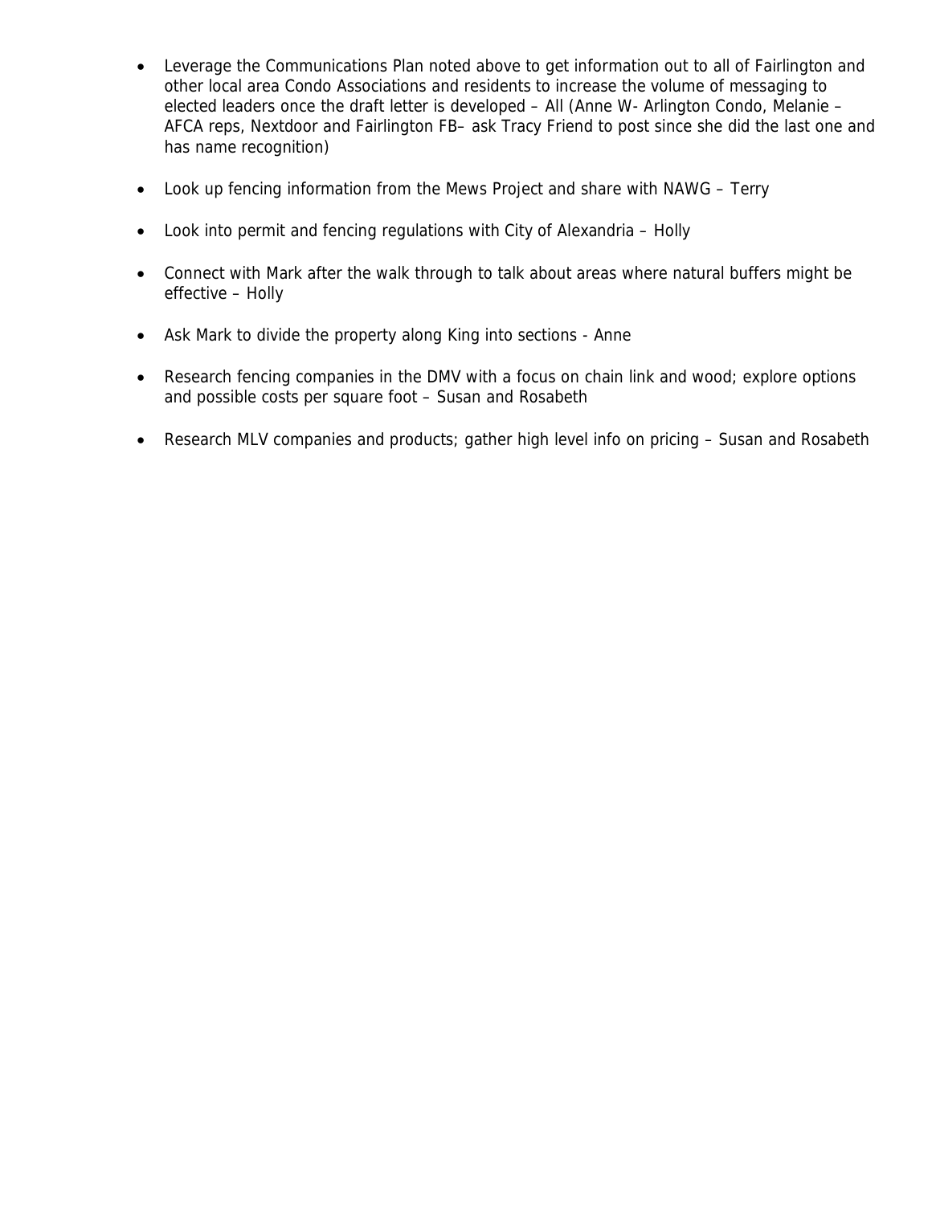- Leverage the Communications Plan noted above to get information out to all of Fairlington and other local area Condo Associations and residents to increase the volume of messaging to elected leaders once the draft letter is developed – All (Anne W- Arlington Condo, Melanie – AFCA reps, Nextdoor and Fairlington FB– ask Tracy Friend to post since she did the last one and has name recognition)

- Look up fencing information from the Mews Project and share with NAWG – Terry

- Look into permit and fencing regulations with City of Alexandria – Holly

- Connect with Mark after the walk through to talk about areas where natural buffers might be effective – Holly

- Ask Mark to divide the property along King into sections - Anne

- Research fencing companies in the DMV with a focus on chain link and wood; explore options and possible costs per square foot – Susan and Rosabeth

- Research MLV companies and products; gather high level info on pricing – Susan and Rosabeth